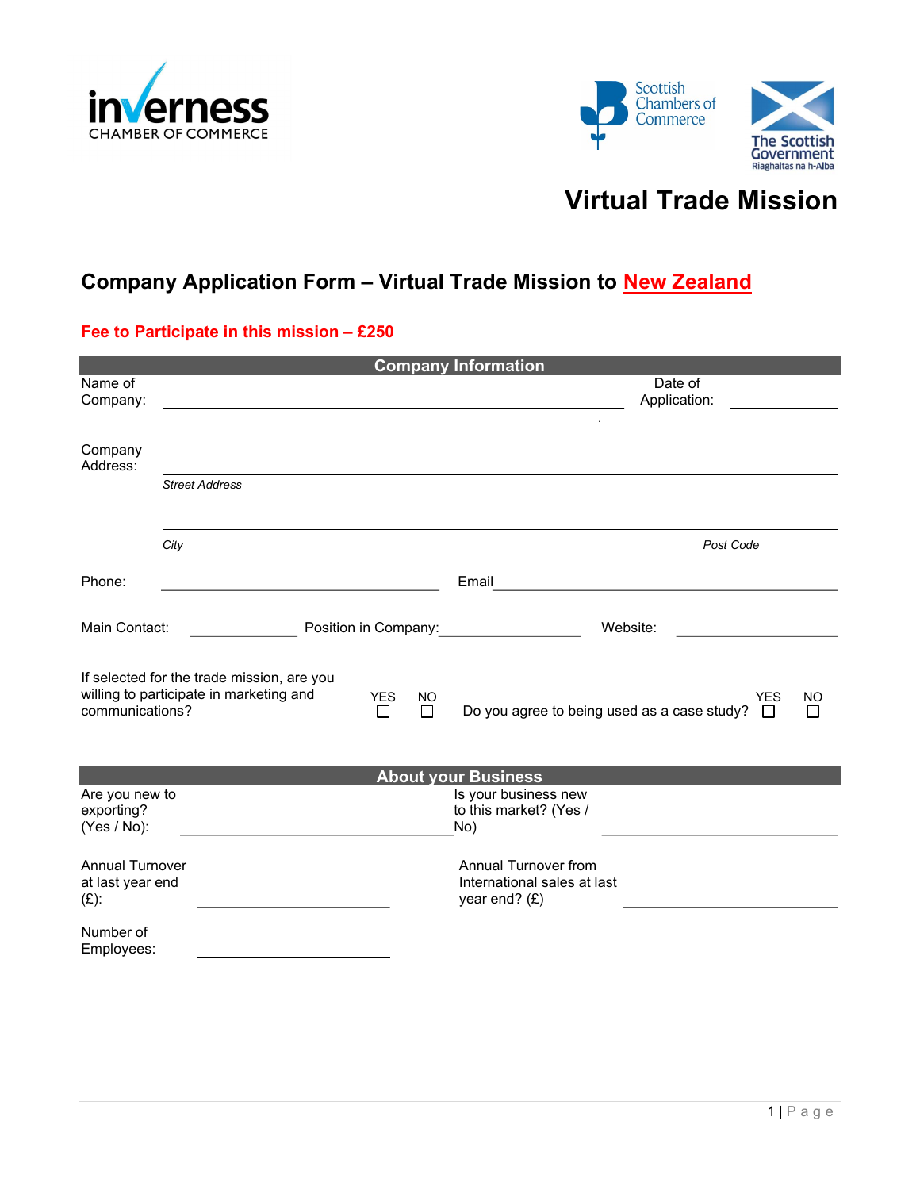inverness CHAMBER OF COMMERCE

Scottish Chambers of Commerce

The Scottish Government
Riaghaltas na h-Alba

# Virtual Trade Mission

## Company Application Form – Virtual Trade Mission to New Zealand

**Fee to Participate in this mission – £250**

### Company Information

Name of Company: ______________________________ Date of Application: ____________

Company Address: ____________________________________________

*Street Address*

____________________________________________

*City* *Post Code*

Phone: ____________________ Email ____________________

Main Contact: ____________ Position in Company: ____________ Website: ____________

If selected for the trade mission, are you willing to participate in marketing and communications? YES ☐ NO ☐

Do you agree to being used as a case study? YES ☐ NO ☐

### About your Business

Are you new to exporting? (Yes / No): ____________________

Is your business new to this market? (Yes / No) ____________________

Annual Turnover at last year end (£): ____________________

Annual Turnover from International sales at last year end? (£) ____________________

Number of Employees: ____________________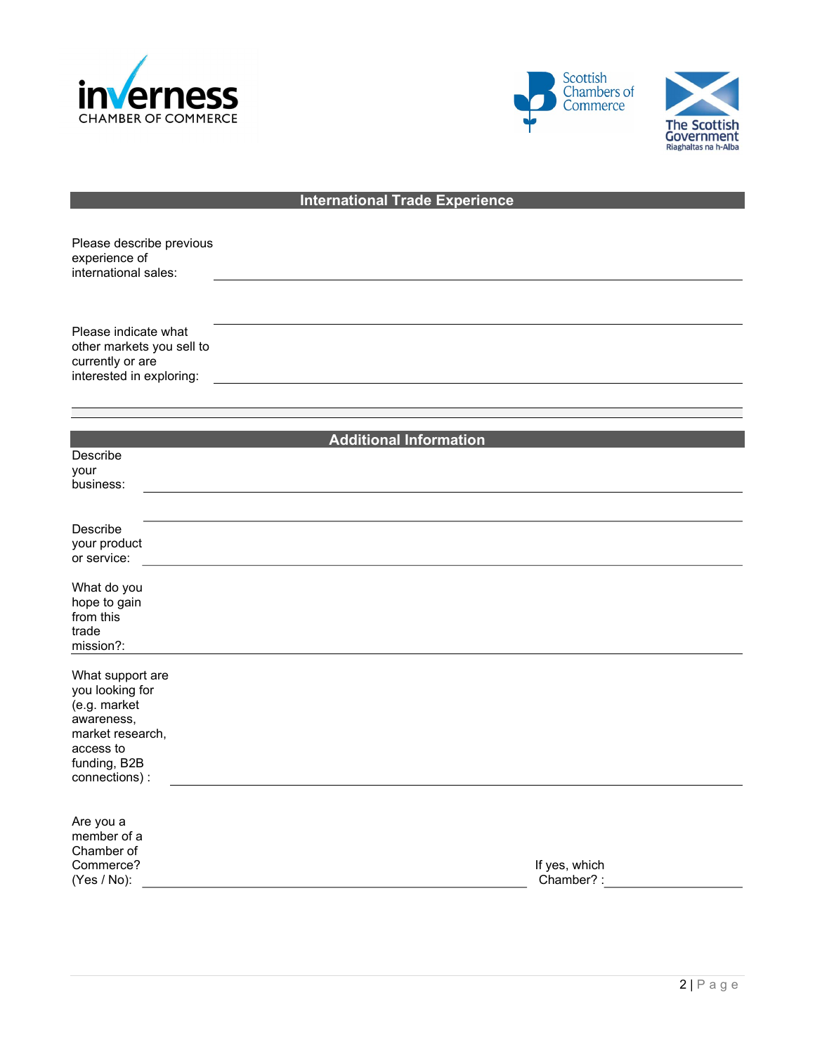## International Trade Experience

Please describe previous experience of international sales: \_\_\_\_\_\_\_\_\_\_\_\_\_\_\_\_\_\_\_\_\_\_\_\_\_\_\_\_\_\_\_\_\_\_\_\_\_\_\_\_

Please indicate what other markets you sell to currently or are interested in exploring: \_\_\_\_\_\_\_\_\_\_\_\_\_\_\_\_\_\_\_\_\_\_\_\_\_\_\_\_\_\_\_\_\_\_\_\_\_\_\_\_

## Additional Information

Describe your business: \_\_\_\_\_\_\_\_\_\_\_\_\_\_\_\_\_\_\_\_\_\_\_\_\_\_\_\_\_\_\_\_\_\_\_\_\_\_\_\_

Describe your product or service: \_\_\_\_\_\_\_\_\_\_\_\_\_\_\_\_\_\_\_\_\_\_\_\_\_\_\_\_\_\_\_\_\_\_\_\_\_\_\_\_

What do you hope to gain from this trade mission?: \_\_\_\_\_\_\_\_\_\_\_\_\_\_\_\_\_\_\_\_\_\_\_\_\_\_\_\_\_\_\_\_\_\_\_\_\_\_\_\_

What support are you looking for (e.g. market awareness, market research, access to funding, B2B connections) : \_\_\_\_\_\_\_\_\_\_\_\_\_\_\_\_\_\_\_\_\_\_\_\_\_\_\_\_\_\_\_\_\_\_\_\_\_\_\_\_

Are you a member of a Chamber of Commerce? (Yes / No): \_\_\_\_\_\_\_\_\_\_\_\_\_\_\_\_\_\_\_\_ If yes, which Chamber? : \_\_\_\_\_\_\_\_\_\_\_\_\_\_\_\_\_\_\_\_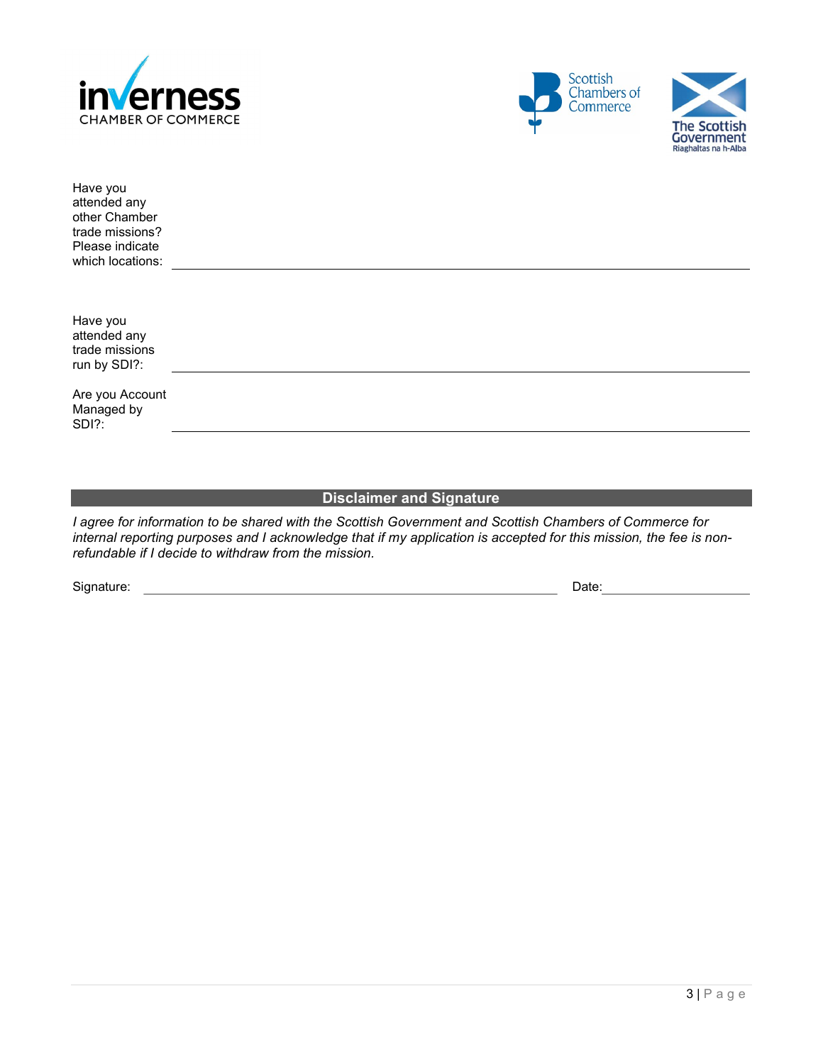Have you attended any other Chamber trade missions? Please indicate which locations: ______________________________

Have you attended any trade missions run by SDI?: ______________________________

Are you Account Managed by SDI?: ______________________________

## Disclaimer and Signature

*I agree for information to be shared with the Scottish Government and Scottish Chambers of Commerce for internal reporting purposes and I acknowledge that if my application is accepted for this mission, the fee is non-refundable if I decide to withdraw from the mission.*

Signature: ______________________________ Date: ______________________________